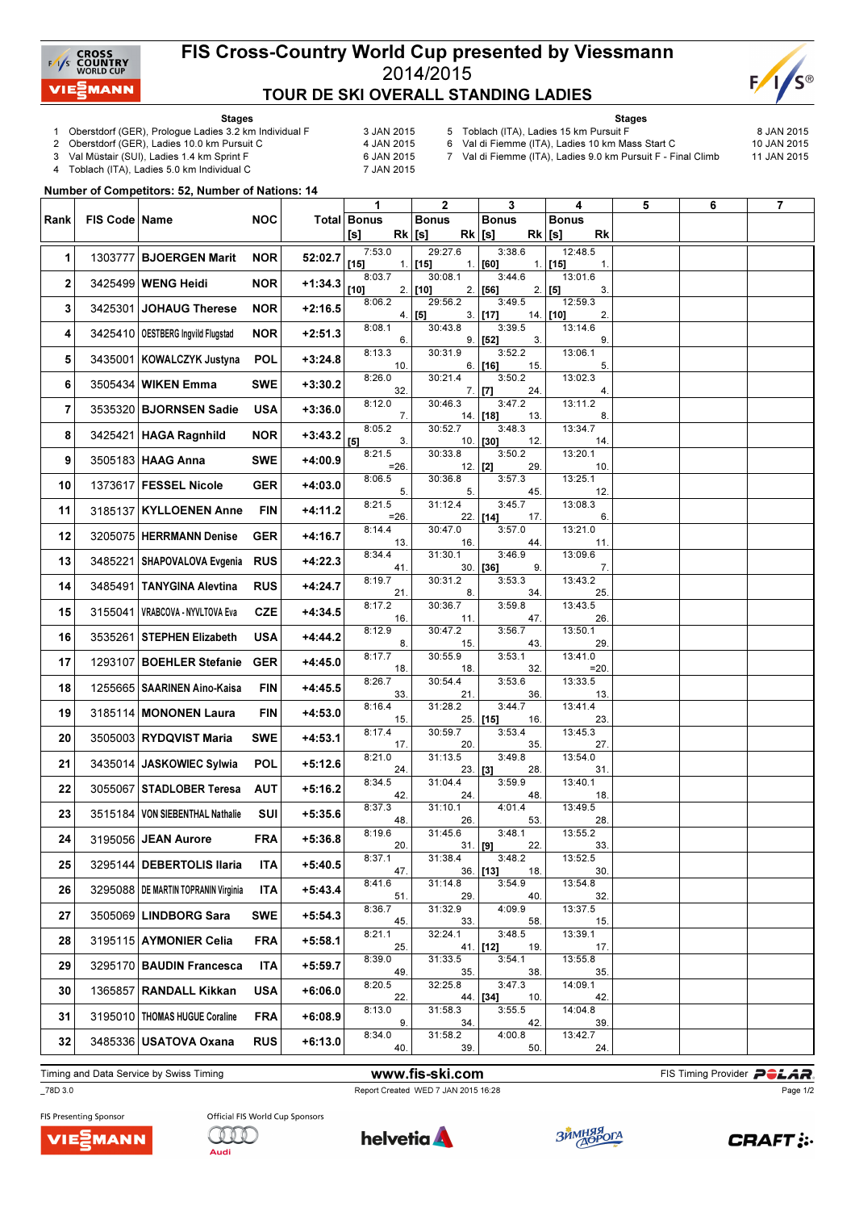# FIS Cross-Country World Cup presented by Viessmann

## 2014/2015

## TOUR DE SKI OVERALL STANDING LADIES

**Stages**

1. Oberstdorf (GER), Prologue Ladies 3.2 km Individual F — 3 JAN 2015
2. Oberstdorf (GER), Ladies 10.0 km Pursuit C — 4 JAN 2015
3. Val Müstair (SUI), Ladies 1.4 km Sprint F — 6 JAN 2015
4. Toblach (ITA), Ladies 5.0 km Individual C — 7 JAN 2015
5. Toblach (ITA), Ladies 15 km Pursuit F — 8 JAN 2015
6. Val di Fiemme (ITA), Ladies 10 km Mass Start C — 10 JAN 2015
7. Val di Fiemme (ITA), Ladies 9.0 km Pursuit F - Final Climb — 11 JAN 2015

**Number of Competitors: 52, Number of Nations: 14**

| Rank | FIS Code | Name | NOC | Total | 1 Time | 1 Bonus [s] | 1 Rk | 2 Time | 2 Bonus [s] | 2 Rk | 3 Time | 3 Bonus [s] | 3 Rk | 4 Time | 4 Bonus [s] | 4 Rk | 5 | 6 | 7 |
|---|---|---|---|---|---|---|---|---|---|---|---|---|---|---|---|---|---|---|---|
| 1 | 1303777 | BJOERGEN Marit | NOR | 52:02.7 | 7:53.0 | [15] | 1. | 29:27.6 | [15] | 1. | 3:38.6 | [60] | 1. | 12:48.5 | [15] | 1. | | | |
| 2 | 3425499 | WENG Heidi | NOR | +1:34.3 | 8:03.7 | [10] | 2. | 30:08.1 | [10] | 2. | 3:44.6 | [56] | 2. | 13:01.6 | [5] | 3. | | | |
| 3 | 3425301 | JOHAUG Therese | NOR | +2:16.5 | 8:06.2 | | 4. | 29:56.2 | [5] | 3. | 3:49.5 | [17] | 14. | 12:59.3 | [10] | 2. | | | |
| 4 | 3425410 | OESTBERG Ingvild Flugstad | NOR | +2:51.3 | 8:08.1 | | 6. | 30:43.8 | | 9. | 3:39.5 | [52] | 3. | 13:14.6 | | 9. | | | |
| 5 | 3435001 | KOWALCZYK Justyna | POL | +3:24.8 | 8:13.3 | | 10. | 30:31.9 | | 6. | 3:52.2 | [16] | 15. | 13:06.1 | | 5. | | | |
| 6 | 3505434 | WIKEN Emma | SWE | +3:30.2 | 8:26.0 | | 32. | 30:21.4 | | 7. | 3:50.2 | [7] | 24. | 13:02.3 | | 4. | | | |
| 7 | 3535320 | BJORNSEN Sadie | USA | +3:36.0 | 8:12.0 | | 7. | 30:46.3 | | 14. | 3:47.2 | [18] | 13. | 13:11.2 | | 8. | | | |
| 8 | 3425421 | HAGA Ragnhild | NOR | +3:43.2 | 8:05.2 | [5] | 3. | 30:52.7 | | 10. | 3:48.3 | [30] | 12. | 13:34.7 | | 14. | | | |
| 9 | 3505183 | HAAG Anna | SWE | +4:00.9 | 8:21.5 | | =26. | 30:33.8 | | 12. | 3:50.2 | [2] | 29. | 13:20.1 | | 10. | | | |
| 10 | 1373617 | FESSEL Nicole | GER | +4:03.0 | 8:06.5 | | 5. | 30:36.8 | | 5. | 3:57.3 | | 45. | 13:25.1 | | 12. | | | |
| 11 | 3185137 | KYLLOENEN Anne | FIN | +4:11.2 | 8:21.5 | | =26. | 31:12.4 | | 22. | 3:45.7 | [14] | 17. | 13:08.3 | | 6. | | | |
| 12 | 3205075 | HERRMANN Denise | GER | +4:16.7 | 8:14.4 | | 13. | 30:47.0 | | 16. | 3:57.0 | | 44. | 13:21.0 | | 11. | | | |
| 13 | 3485221 | SHAPOVALOVA Evgenia | RUS | +4:22.3 | 8:34.4 | | 41. | 31:30.1 | | 30. | 3:46.9 | [36] | 9. | 13:09.6 | | 7. | | | |
| 14 | 3485491 | TANYGINA Alevtina | RUS | +4:24.7 | 8:19.7 | | 21. | 30:31.2 | | 8. | 3:53.3 | | 34. | 13:43.2 | | 25. | | | |
| 15 | 3155041 | VRABCOVA - NYVLTOVA Eva | CZE | +4:34.5 | 8:17.2 | | 16. | 30:36.7 | | 11. | 3:59.8 | | 47. | 13:43.5 | | 26. | | | |
| 16 | 3535261 | STEPHEN Elizabeth | USA | +4:44.2 | 8:12.9 | | 8. | 30:47.2 | | 15. | 3:56.7 | | 43. | 13:50.1 | | 29. | | | |
| 17 | 1293107 | BOEHLER Stefanie | GER | +4:45.0 | 8:17.7 | | 18. | 30:55.9 | | 18. | 3:53.1 | | 32. | 13:41.0 | | =20. | | | |
| 18 | 1255665 | SAARINEN Aino-Kaisa | FIN | +4:45.5 | 8:26.7 | | 33. | 30:54.4 | | 21. | 3:53.6 | | 36. | 13:33.5 | | 13. | | | |
| 19 | 3185114 | MONONEN Laura | FIN | +4:53.0 | 8:16.4 | | 15. | 31:28.2 | | 25. | 3:44.7 | [15] | 16. | 13:41.4 | | 23. | | | |
| 20 | 3505003 | RYDQVIST Maria | SWE | +4:53.1 | 8:17.4 | | 17. | 30:59.7 | | 20. | 3:53.4 | | 35. | 13:45.3 | | 27. | | | |
| 21 | 3435014 | JASKOWIEC Sylwia | POL | +5:12.6 | 8:21.0 | | 24. | 31:13.5 | | 23. | 3:49.8 | [3] | 28. | 13:54.0 | | 31. | | | |
| 22 | 3055067 | STADLOBER Teresa | AUT | +5:16.2 | 8:34.5 | | 42. | 31:04.4 | | 24. | 3:59.9 | | 48. | 13:40.1 | | 18. | | | |
| 23 | 3515184 | VON SIEBENTHAL Nathalie | SUI | +5:35.6 | 8:37.3 | | 48. | 31:10.1 | | 26. | 4:01.4 | | 53. | 13:49.5 | | 28. | | | |
| 24 | 3195056 | JEAN Aurore | FRA | +5:36.8 | 8:19.6 | | 20. | 31:45.6 | | 31. | 3:48.1 | [9] | 22. | 13:55.2 | | 33. | | | |
| 25 | 3295144 | DEBERTOLIS Ilaria | ITA | +5:40.5 | 8:37.1 | | 47. | 31:38.4 | | 36. | 3:48.2 | [13] | 18. | 13:52.5 | | 30. | | | |
| 26 | 3295088 | DE MARTIN TOPRANIN Virginia | ITA | +5:43.4 | 8:41.6 | | 51. | 31:14.8 | | 29. | 3:54.9 | | 40. | 13:54.8 | | 32. | | | |
| 27 | 3505069 | LINDBORG Sara | SWE | +5:54.3 | 8:36.7 | | 45. | 31:32.9 | | 33. | 4:09.9 | | 58. | 13:37.5 | | 15. | | | |
| 28 | 3195115 | AYMONIER Celia | FRA | +5:58.1 | 8:21.1 | | 25. | 32:24.1 | | 41. | 3:48.5 | [12] | 19. | 13:39.1 | | 17. | | | |
| 29 | 3295170 | BAUDIN Francesca | ITA | +5:59.7 | 8:39.0 | | 49. | 31:33.5 | | 35. | 3:54.1 | | 38. | 13:55.8 | | 35. | | | |
| 30 | 1365857 | RANDALL Kikkan | USA | +6:06.0 | 8:20.5 | | 22. | 32:25.8 | | 44. | 3:47.3 | [34] | 10. | 14:09.1 | | 42. | | | |
| 31 | 3195010 | THOMAS HUGUE Coraline | FRA | +6:08.9 | 8:13.0 | | 9. | 31:58.3 | | 34. | 3:55.5 | | 42. | 14:04.8 | | 39. | | | |
| 32 | 3485336 | USATOVA Oxana | RUS | +6:13.0 | 8:34.0 | | 40. | 31:58.2 | | 39. | 4:00.8 | | 50. | 13:42.7 | | 24. | | | |

Timing and Data Service by Swiss Timing — www.fis-ski.com — FIS Timing Provider POLAR

_78D 3.0 — Report Created WED 7 JAN 2015 16:28

FIS Presenting Sponsor: VIESSMANN — Official FIS World Cup Sponsors: Audi, helvetia, Зимняя дорога, CRAFT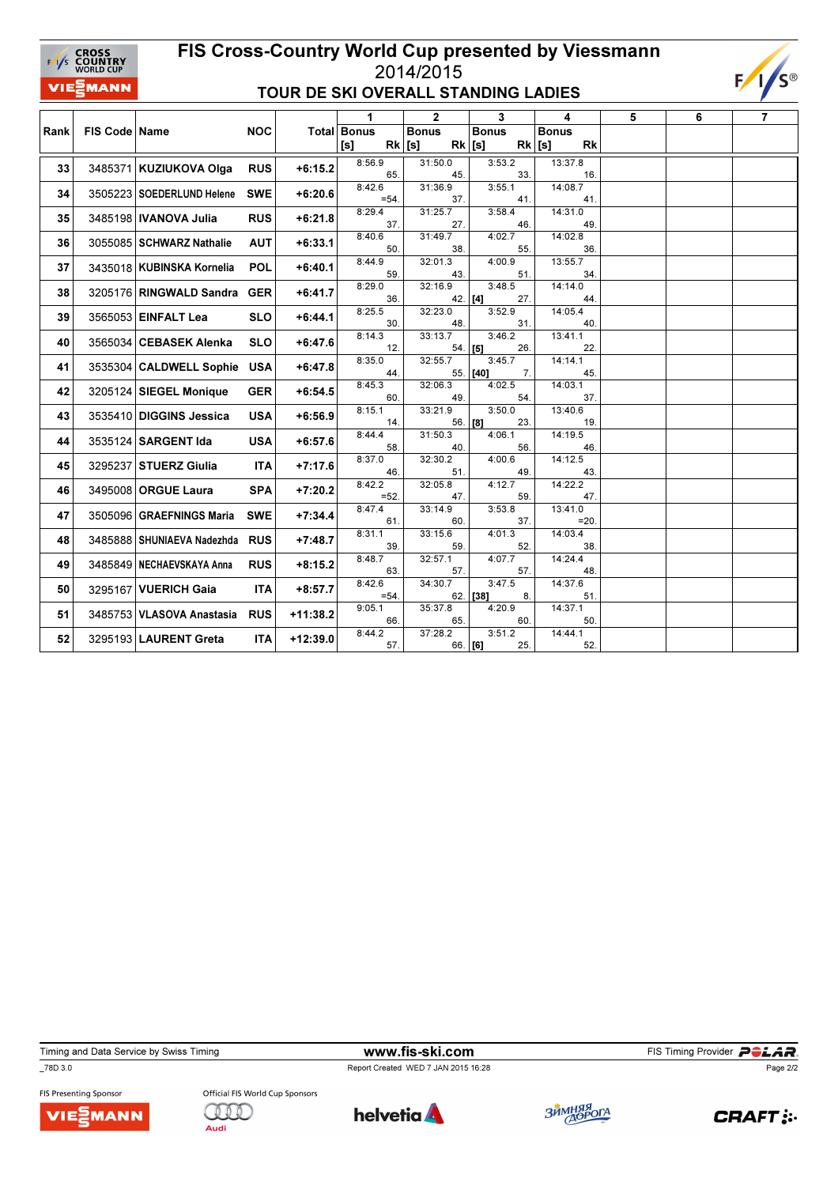# FIS Cross-Country World Cup presented by Viessmann

2014/2015

## TOUR DE SKI OVERALL STANDING LADIES

| Rank | FIS Code | Name | NOC | Total | 1 Bonus [s] | 1 Rk | 2 Bonus [s] | 2 Rk | 3 Bonus [s] | 3 Rk | 4 Bonus [s] | 4 Rk | 5 | 6 | 7 |
|---|---|---|---|---|---|---|---|---|---|---|---|---|---|---|---|
| 33 | 3485371 | KUZIUKOVA Olga | RUS | +6:15.2 | 8:56.9 | 65. | 31:50.0 | 45. | 3:53.2 | 33. | 13:37.8 | 16. | | | |
| 34 | 3505223 | SOEDERLUND Helene | SWE | +6:20.6 | 8:42.6 | =54. | 31:36.9 | 37. | 3:55.1 | 41. | 14:08.7 | 41. | | | |
| 35 | 3485198 | IVANOVA Julia | RUS | +6:21.8 | 8:29.4 | 37. | 31:25.7 | 27. | 3:58.4 | 46. | 14:31.0 | 49. | | | |
| 36 | 3055085 | SCHWARZ Nathalie | AUT | +6:33.1 | 8:40.6 | 50. | 31:49.7 | 38. | 4:02.7 | 55. | 14:02.8 | 36. | | | |
| 37 | 3435018 | KUBINSKA Kornelia | POL | +6:40.1 | 8:44.9 | 59. | 32:01.3 | 43. | 4:00.9 | 51. | 13:55.7 | 34. | | | |
| 38 | 3205176 | RINGWALD Sandra | GER | +6:41.7 | 8:29.0 | 36. | 32:16.9 | 42. | [4] 3:48.5 | 27. | 14:14.0 | 44. | | | |
| 39 | 3565053 | EINFALT Lea | SLO | +6:44.1 | 8:25.5 | 30. | 32:23.0 | 48. | 3:52.9 | 31. | 14:05.4 | 40. | | | |
| 40 | 3565034 | CEBASEK Alenka | SLO | +6:47.6 | 8:14.3 | 12. | 33:13.7 | 54. | [5] 3:46.2 | 26. | 13:41.1 | 22. | | | |
| 41 | 3535304 | CALDWELL Sophie | USA | +6:47.8 | 8:35.0 | 44. | 32:55.7 | 55. | [40] 3:45.7 | 7. | 14:14.1 | 45. | | | |
| 42 | 3205124 | SIEGEL Monique | GER | +6:54.5 | 8:45.3 | 60. | 32:06.3 | 49. | 4:02.5 | 54. | 14:03.1 | 37. | | | |
| 43 | 3535410 | DIGGINS Jessica | USA | +6:56.9 | 8:15.1 | 14. | 33:21.9 | 56. | [8] 3:50.0 | 23. | 13:40.6 | 19. | | | |
| 44 | 3535124 | SARGENT Ida | USA | +6:57.6 | 8:44.4 | 58. | 31:50.3 | 40. | 4:06.1 | 56. | 14:19.5 | 46. | | | |
| 45 | 3295237 | STUERZ Giulia | ITA | +7:17.6 | 8:37.0 | 46. | 32:30.2 | 51. | 4:00.6 | 49. | 14:12.5 | 43. | | | |
| 46 | 3495008 | ORGUE Laura | SPA | +7:20.2 | 8:42.2 | =52. | 32:05.8 | 47. | 4:12.7 | 59. | 14:22.2 | 47. | | | |
| 47 | 3505096 | GRAEFNINGS Maria | SWE | +7:34.4 | 8:47.4 | 61. | 33:14.9 | 60. | 3:53.8 | 37. | 13:41.0 | =20. | | | |
| 48 | 3485888 | SHUNIAEVA Nadezhda | RUS | +7:48.7 | 8:31.1 | 39. | 33:15.6 | 59. | 4:01.3 | 52. | 14:03.4 | 38. | | | |
| 49 | 3485849 | NECHAEVSKAYA Anna | RUS | +8:15.2 | 8:48.7 | 63. | 32:57.1 | 57. | 4:07.7 | 57. | 14:24.4 | 48. | | | |
| 50 | 3295167 | VUERICH Gaia | ITA | +8:57.7 | 8:42.6 | =54. | 34:30.7 | 62. | [38] 3:47.5 | 8. | 14:37.6 | 51. | | | |
| 51 | 3485753 | VLASOVA Anastasia | RUS | +11:38.2 | 9:05.1 | 66. | 35:37.8 | 65. | 4:20.9 | 60. | 14:37.1 | 50. | | | |
| 52 | 3295193 | LAURENT Greta | ITA | +12:39.0 | 8:44.2 | 57. | 37:28.2 | 66. | [6] 3:51.2 | 25. | 14:44.1 | 52. | | | |

Timing and Data Service by Swiss Timing | www.fis-ski.com | FIS Timing Provider POLAR

_78D 3.0 | Report Created WED 7 JAN 2015 16:28

FIS Presenting Sponsor: VIESSMANN | Official FIS World Cup Sponsors: Audi, helvetia, Зимняя Дорога, CRAFT